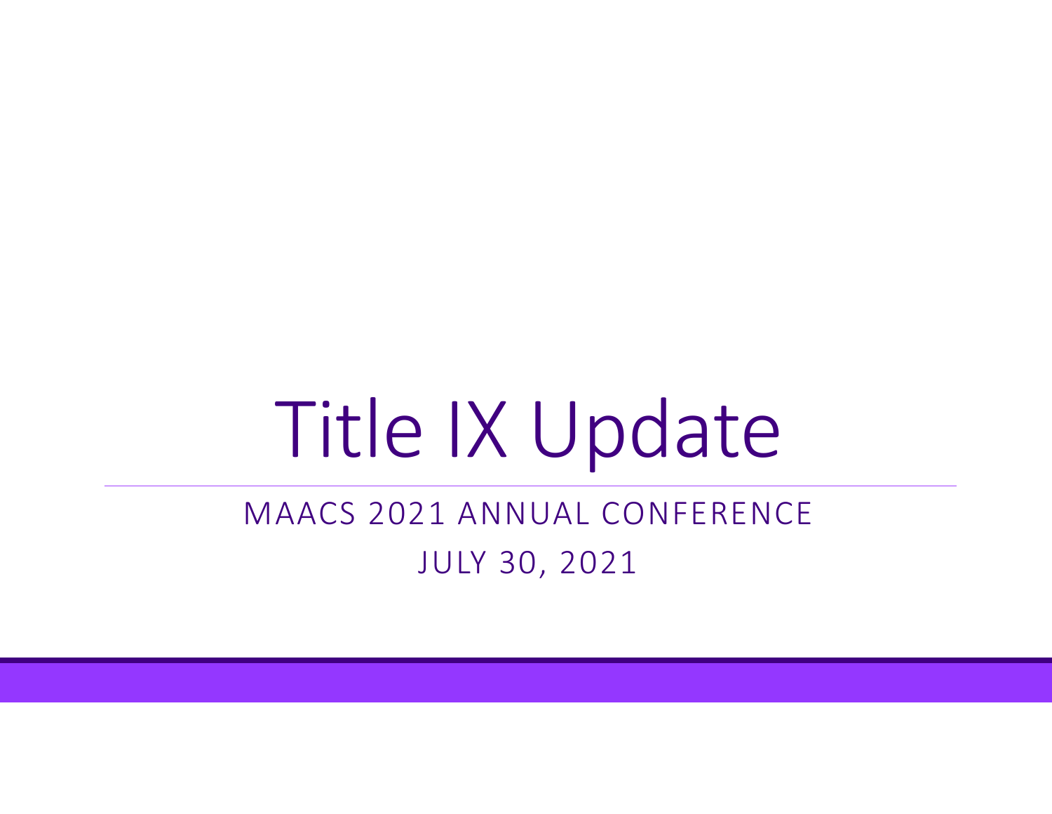# Title IX Update

MAACS 2021 ANNUAL CONFERENCE

JULY 30, 2021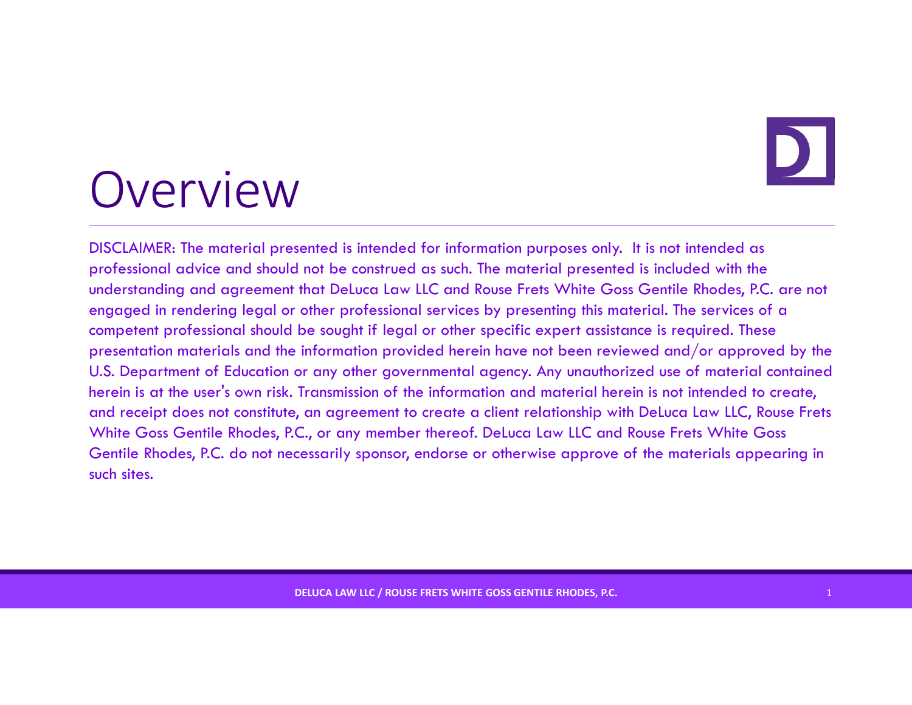# Overview

DISCLAIMER: The material presented is intended for information purposes only. It is not intended as professional advice and should not be construed as such. The material presented is included with the understanding and agreement that DeLuca Law LLC and Rouse Frets White Goss Gentile Rhodes, P.C. are not engaged in rendering legal or other professional services by presenting this material. The services of a competent professional should be sought if legal or other specific expert assistance is required. These presentation materials and the information provided herein have not been reviewed and/or approved by the U.S. Department of Education or any other governmental agency. Any unauthorized use of material contained herein is at the user's own risk. Transmission of the information and material herein is not intended to create, and receipt does not constitute, an agreement to create a client relationship with DeLuca Law LLC, Rouse Frets White Goss Gentile Rhodes, P.C., or any member thereof. DeLuca Law LLC and Rouse Frets White Goss Gentile Rhodes, P.C. do not necessarily sponsor, endorse or otherwise approve of the materials appearing in such sites.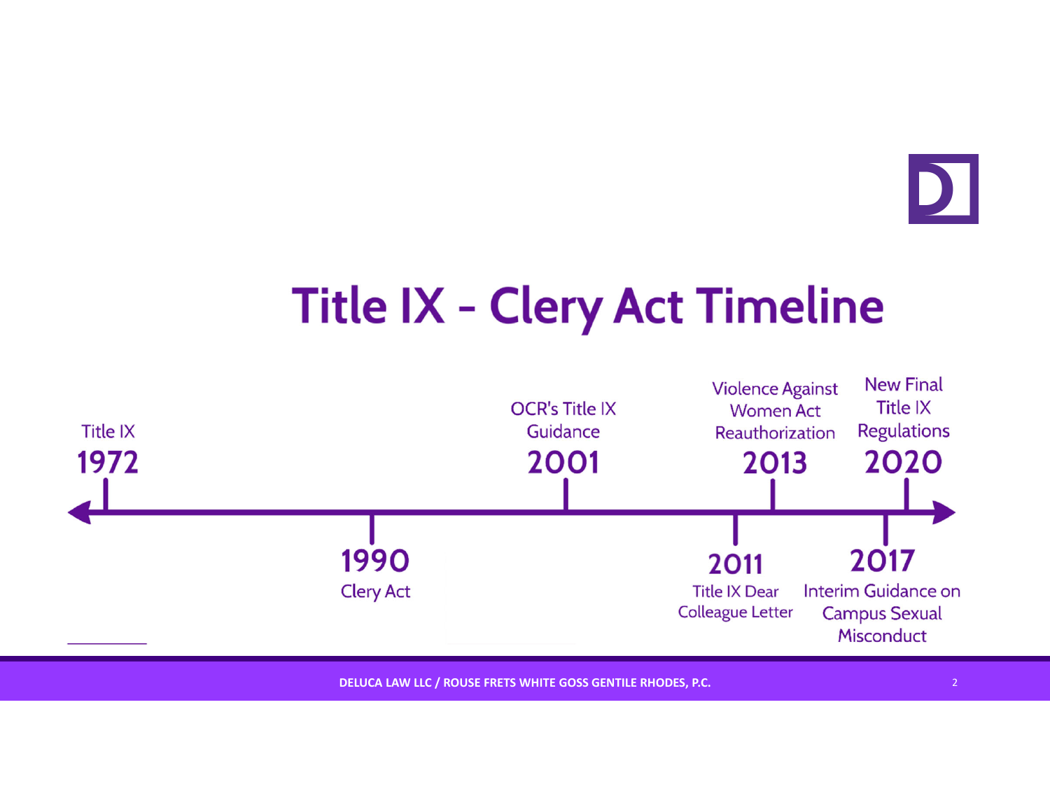# Title IX - Clery Act Timeline

- **1972** – Title IX
- **1990** – Clery Act
- **2001** – OCR's Title IX Guidance
- **2011** – Title IX Dear Colleague Letter
- **2013** – Violence Against Women Act Reauthorization
- **2017** – Interim Guidance on Campus Sexual Misconduct
- **2020** – New Final Title IX Regulations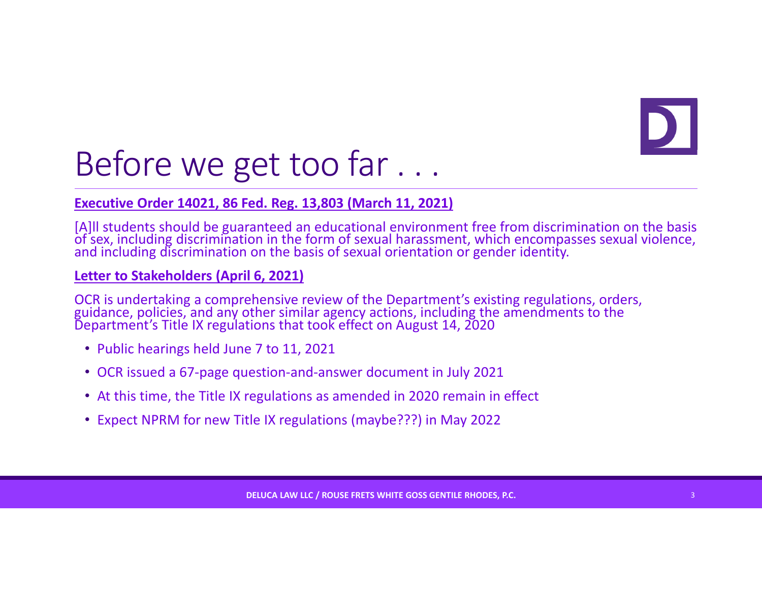# Before we get too far . . .

**Executive Order 14021, 86 Fed. Reg. 13,803 (March 11, 2021)**

[A]ll students should be guaranteed an educational environment free from discrimination on the basis of sex, including discrimination in the form of sexual harassment, which encompasses sexual violence, and including discrimination on the basis of sexual orientation or gender identity.

**Letter to Stakeholders (April 6, 2021)**

OCR is undertaking a comprehensive review of the Department's existing regulations, orders, guidance, policies, and any other similar agency actions, including the amendments to the Department's Title IX regulations that took effect on August 14, 2020

- Public hearings held June 7 to 11, 2021
- OCR issued a 67-page question-and-answer document in July 2021
- At this time, the Title IX regulations as amended in 2020 remain in effect
- Expect NPRM for new Title IX regulations (maybe???) in May 2022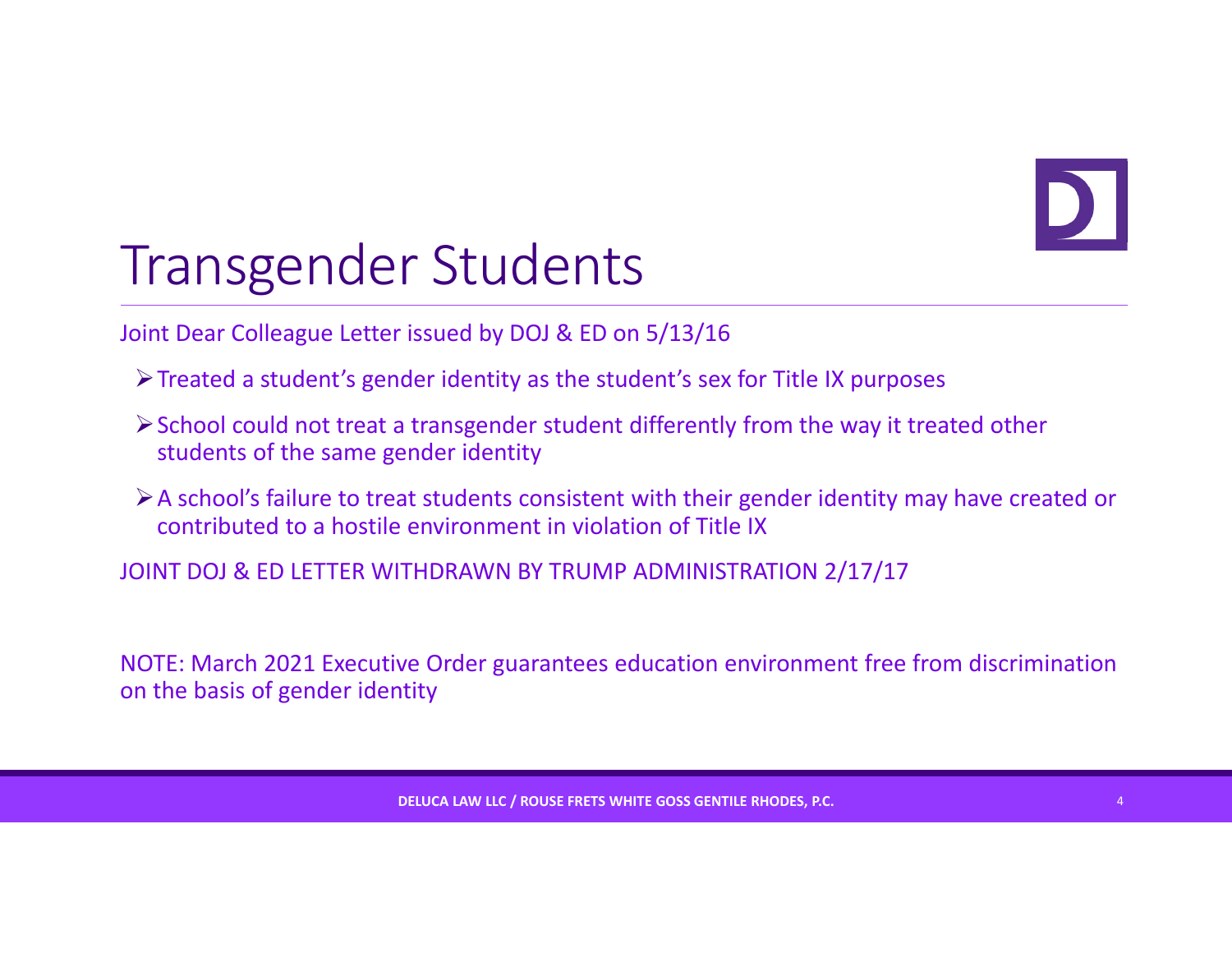# Transgender Students

Joint Dear Colleague Letter issued by DOJ & ED on 5/13/16

- Treated a student's gender identity as the student's sex for Title IX purposes
- School could not treat a transgender student differently from the way it treated other students of the same gender identity
- A school's failure to treat students consistent with their gender identity may have created or contributed to a hostile environment in violation of Title IX

JOINT DOJ & ED LETTER WITHDRAWN BY TRUMP ADMINISTRATION 2/17/17

NOTE: March 2021 Executive Order guarantees education environment free from discrimination on the basis of gender identity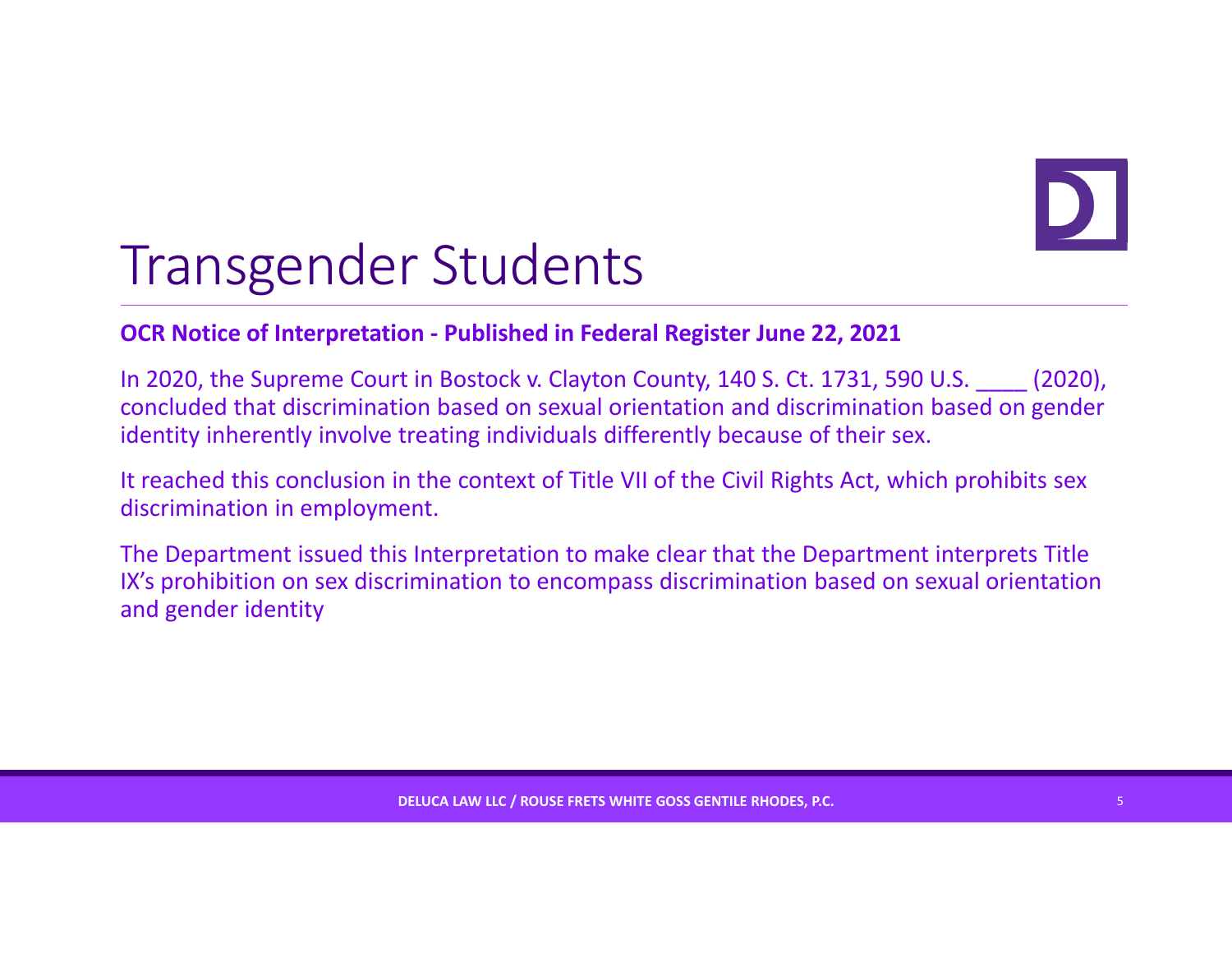# Transgender Students

**OCR Notice of Interpretation - Published in Federal Register June 22, 2021**

In 2020, the Supreme Court in Bostock v. Clayton County, 140 S. Ct. 1731, 590 U.S. ____ (2020), concluded that discrimination based on sexual orientation and discrimination based on gender identity inherently involve treating individuals differently because of their sex.

It reached this conclusion in the context of Title VII of the Civil Rights Act, which prohibits sex discrimination in employment.

The Department issued this Interpretation to make clear that the Department interprets Title IX's prohibition on sex discrimination to encompass discrimination based on sexual orientation and gender identity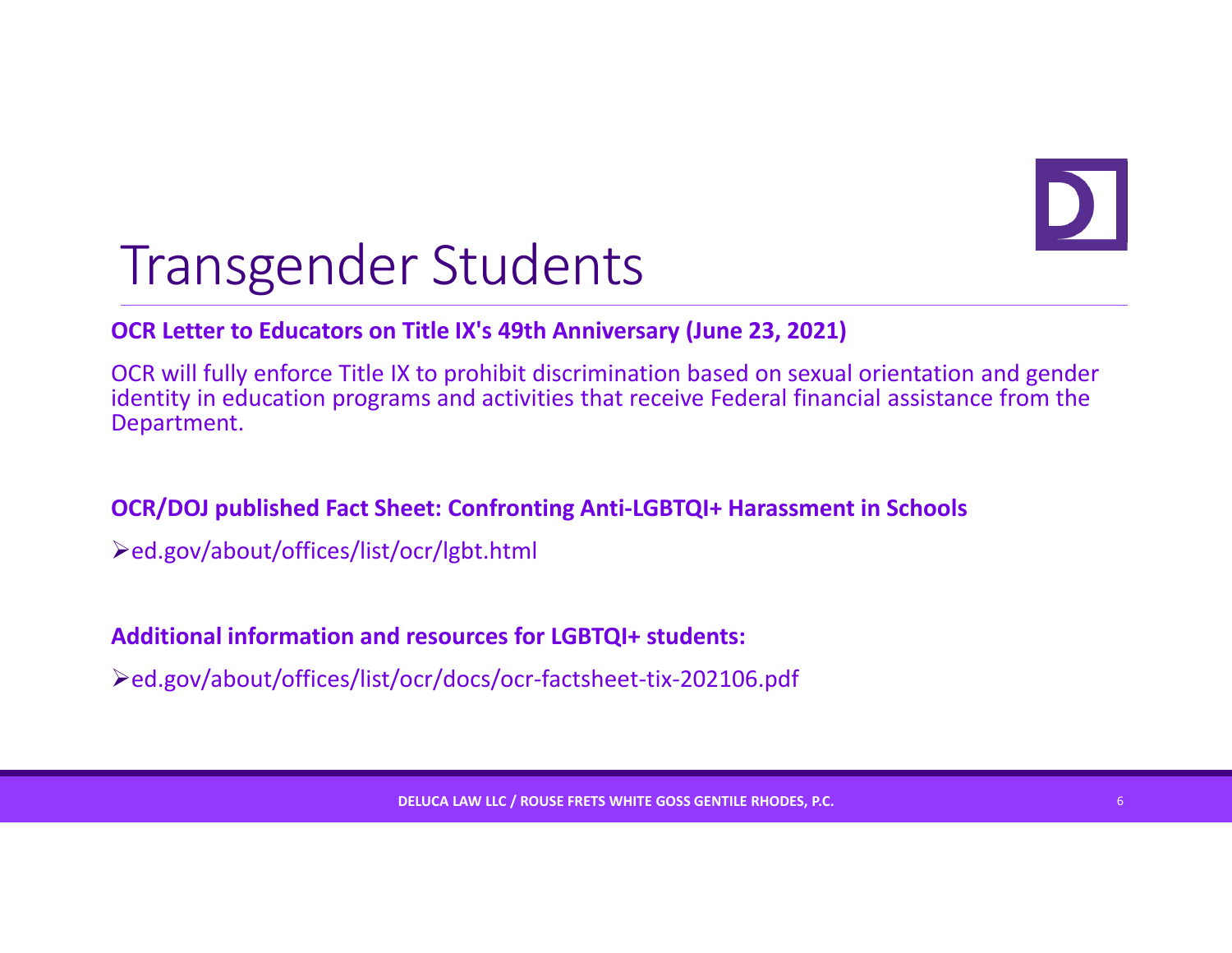# Transgender Students

**OCR Letter to Educators on Title IX's 49th Anniversary (June 23, 2021)**

OCR will fully enforce Title IX to prohibit discrimination based on sexual orientation and gender identity in education programs and activities that receive Federal financial assistance from the Department.

**OCR/DOJ published Fact Sheet: Confronting Anti-LGBTQI+ Harassment in Schools**

- ed.gov/about/offices/list/ocr/lgbt.html

**Additional information and resources for LGBTQI+ students:**

- ed.gov/about/offices/list/ocr/docs/ocr-factsheet-tix-202106.pdf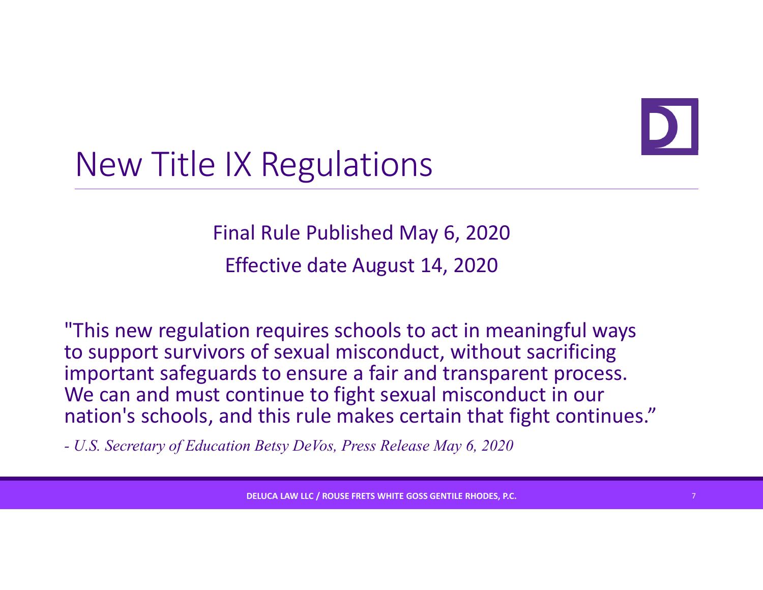# New Title IX Regulations

Final Rule Published May 6, 2020

Effective date August 14, 2020

"This new regulation requires schools to act in meaningful ways to support survivors of sexual misconduct, without sacrificing important safeguards to ensure a fair and transparent process. We can and must continue to fight sexual misconduct in our nation's schools, and this rule makes certain that fight continues."

*- U.S. Secretary of Education Betsy DeVos, Press Release May 6, 2020*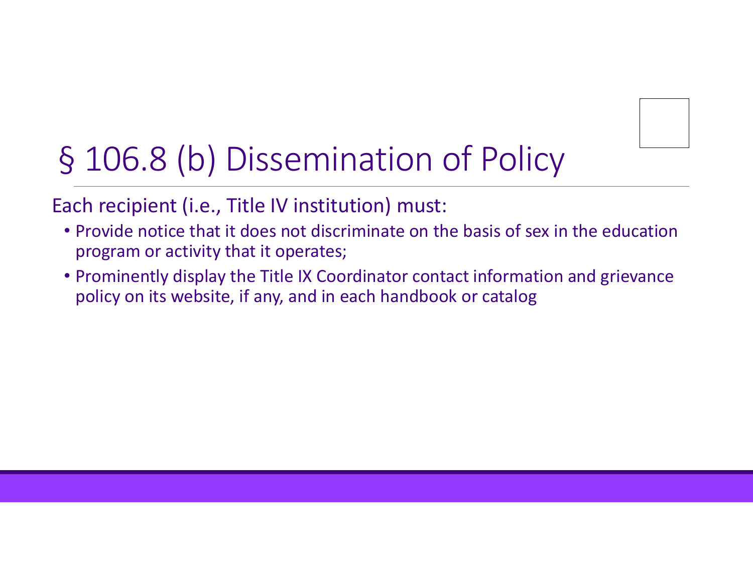# § 106.8 (b) Dissemination of Policy

Each recipient (i.e., Title IV institution) must:

- Provide notice that it does not discriminate on the basis of sex in the education program or activity that it operates;
- Prominently display the Title IX Coordinator contact information and grievance policy on its website, if any, and in each handbook or catalog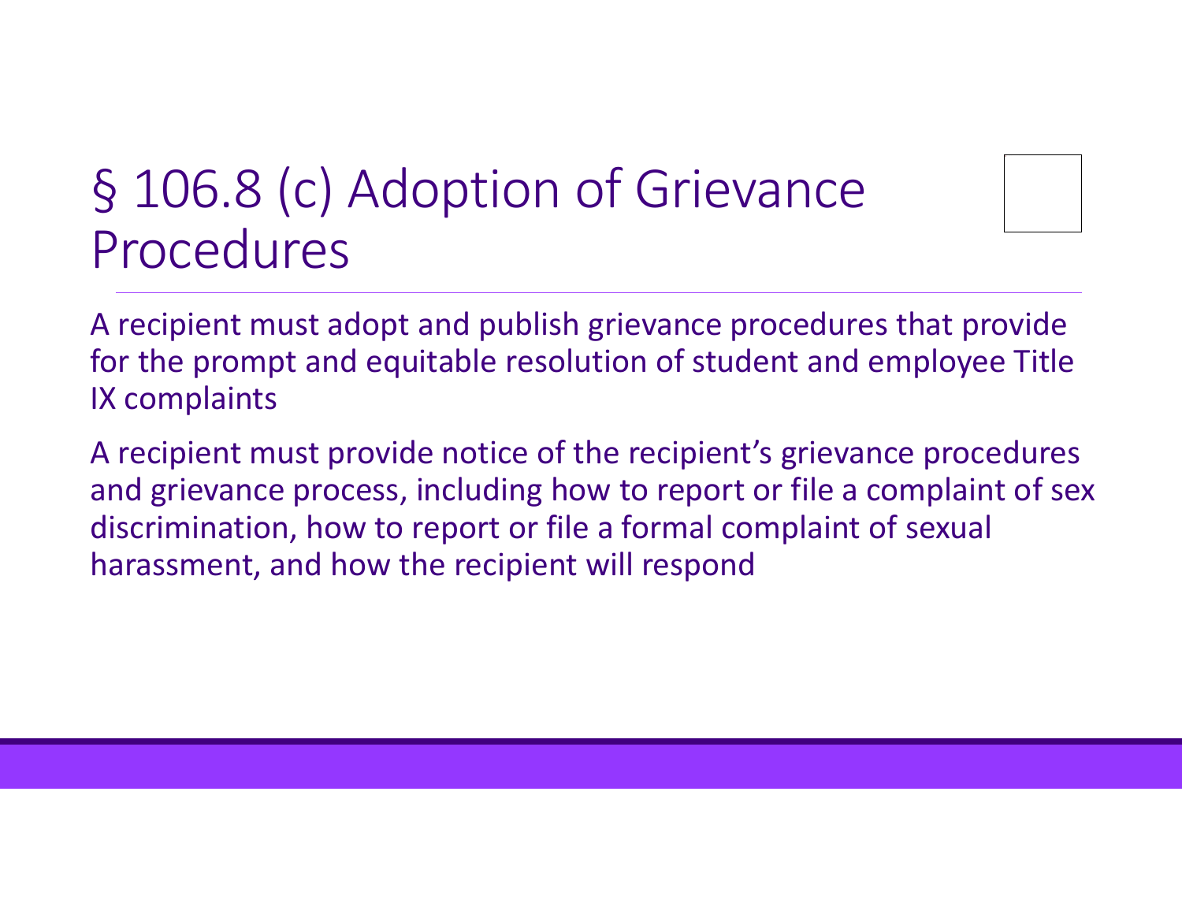# § 106.8 (c) Adoption of Grievance Procedures

A recipient must adopt and publish grievance procedures that provide for the prompt and equitable resolution of student and employee Title IX complaints

A recipient must provide notice of the recipient's grievance procedures and grievance process, including how to report or file a complaint of sex discrimination, how to report or file a formal complaint of sexual harassment, and how the recipient will respond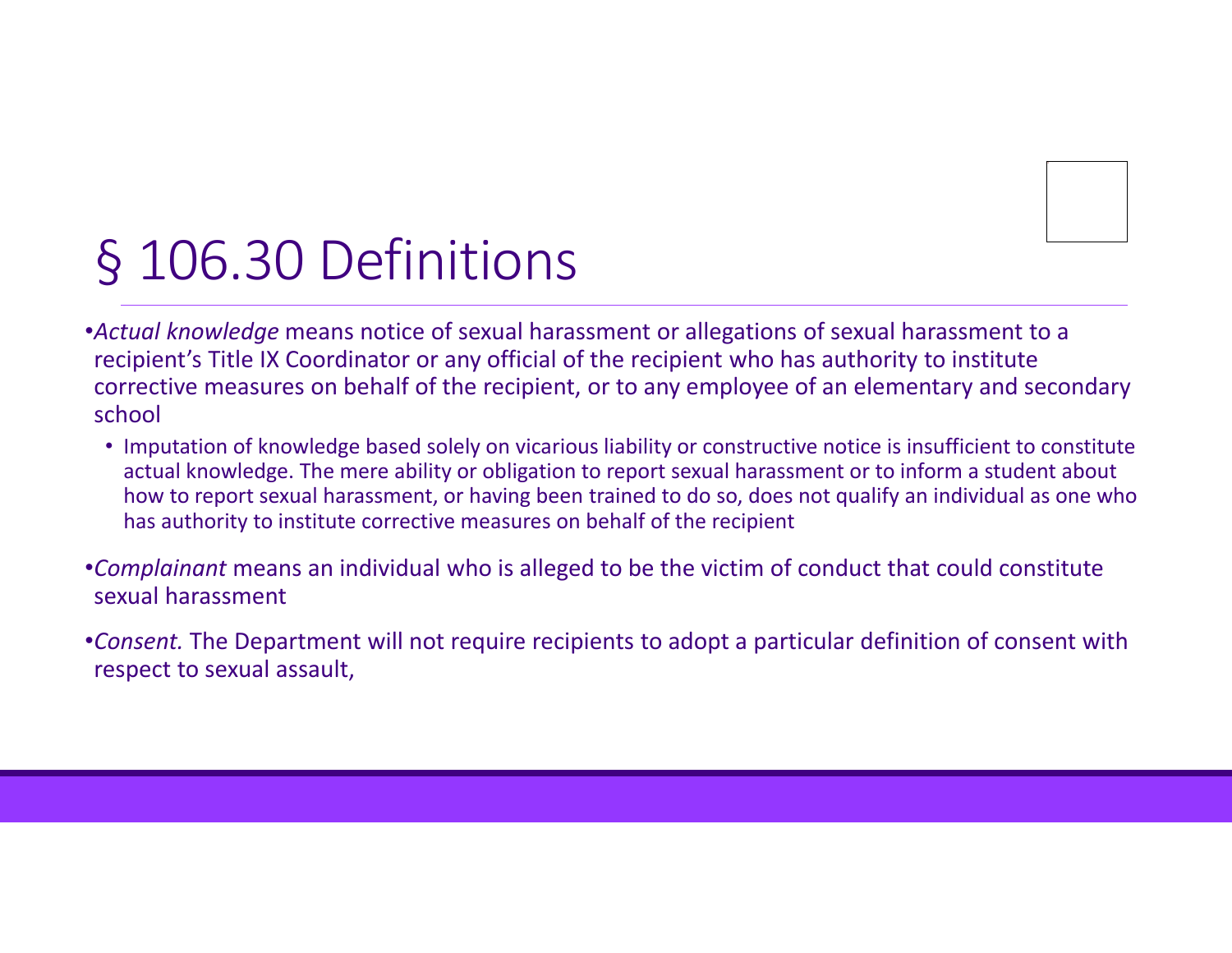# § 106.30 Definitions

- *Actual knowledge* means notice of sexual harassment or allegations of sexual harassment to a recipient's Title IX Coordinator or any official of the recipient who has authority to institute corrective measures on behalf of the recipient, or to any employee of an elementary and secondary school
  - Imputation of knowledge based solely on vicarious liability or constructive notice is insufficient to constitute actual knowledge. The mere ability or obligation to report sexual harassment or to inform a student about how to report sexual harassment, or having been trained to do so, does not qualify an individual as one who has authority to institute corrective measures on behalf of the recipient
- *Complainant* means an individual who is alleged to be the victim of conduct that could constitute sexual harassment
- *Consent.* The Department will not require recipients to adopt a particular definition of consent with respect to sexual assault,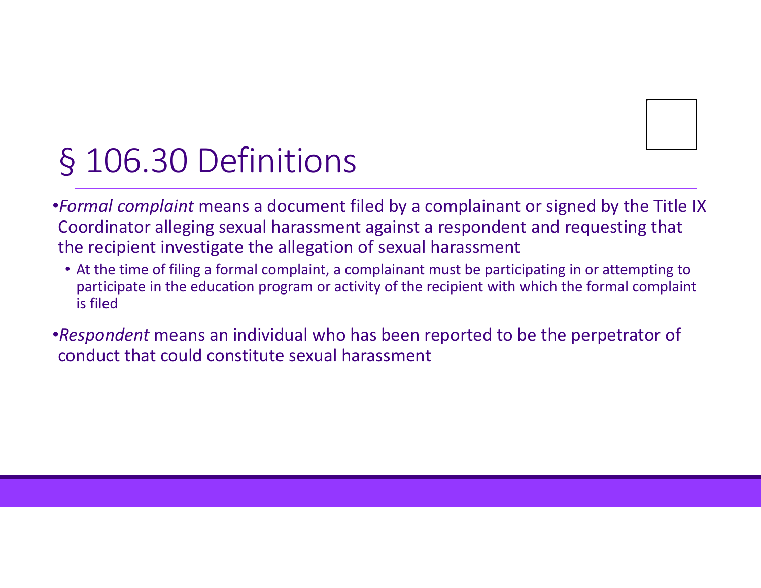# § 106.30 Definitions

- *Formal complaint* means a document filed by a complainant or signed by the Title IX Coordinator alleging sexual harassment against a respondent and requesting that the recipient investigate the allegation of sexual harassment
  - At the time of filing a formal complaint, a complainant must be participating in or attempting to participate in the education program or activity of the recipient with which the formal complaint is filed
- *Respondent* means an individual who has been reported to be the perpetrator of conduct that could constitute sexual harassment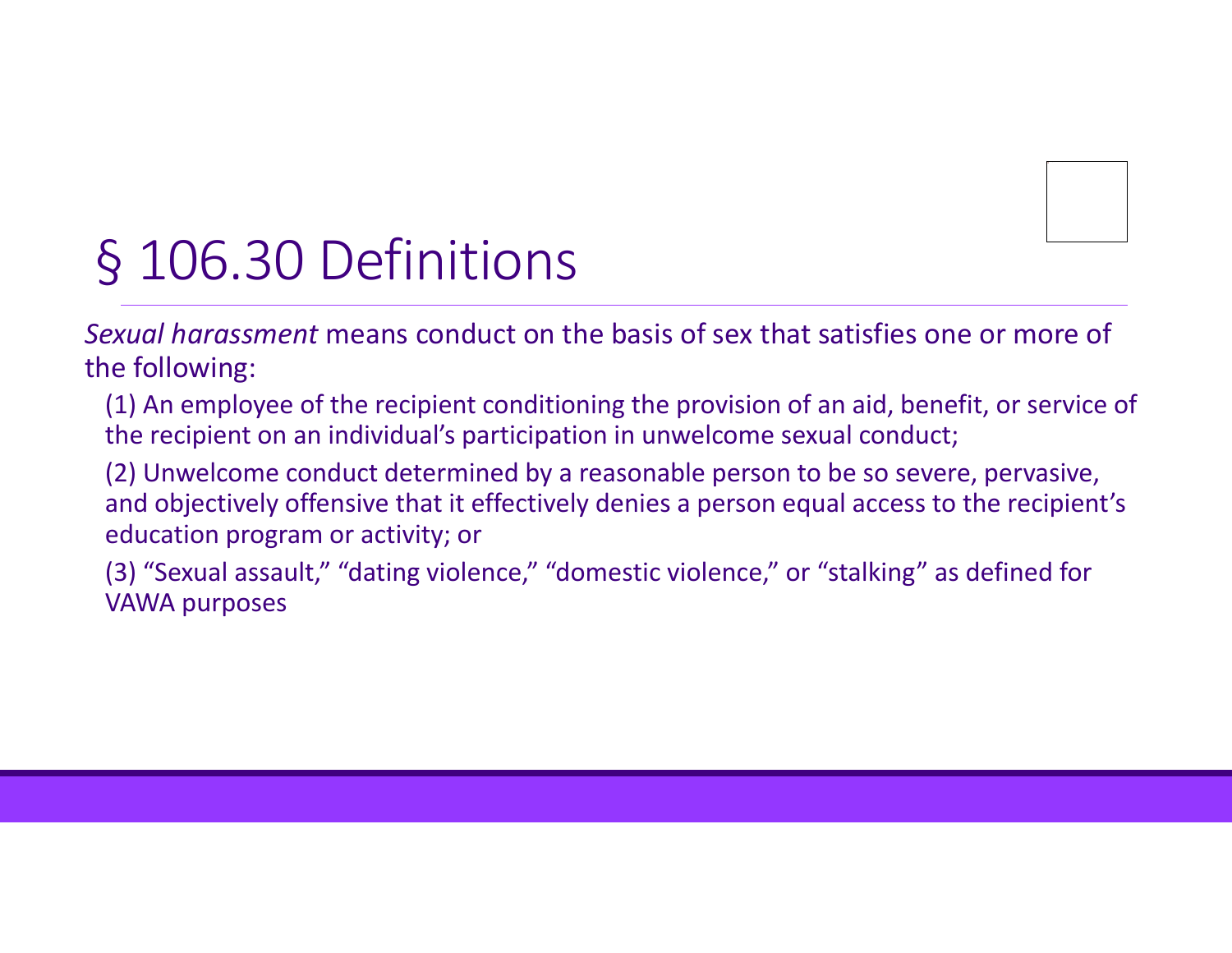# § 106.30 Definitions

*Sexual harassment* means conduct on the basis of sex that satisfies one or more of the following:

(1) An employee of the recipient conditioning the provision of an aid, benefit, or service of the recipient on an individual's participation in unwelcome sexual conduct;

(2) Unwelcome conduct determined by a reasonable person to be so severe, pervasive, and objectively offensive that it effectively denies a person equal access to the recipient's education program or activity; or

(3) "Sexual assault," "dating violence," "domestic violence," or "stalking" as defined for VAWA purposes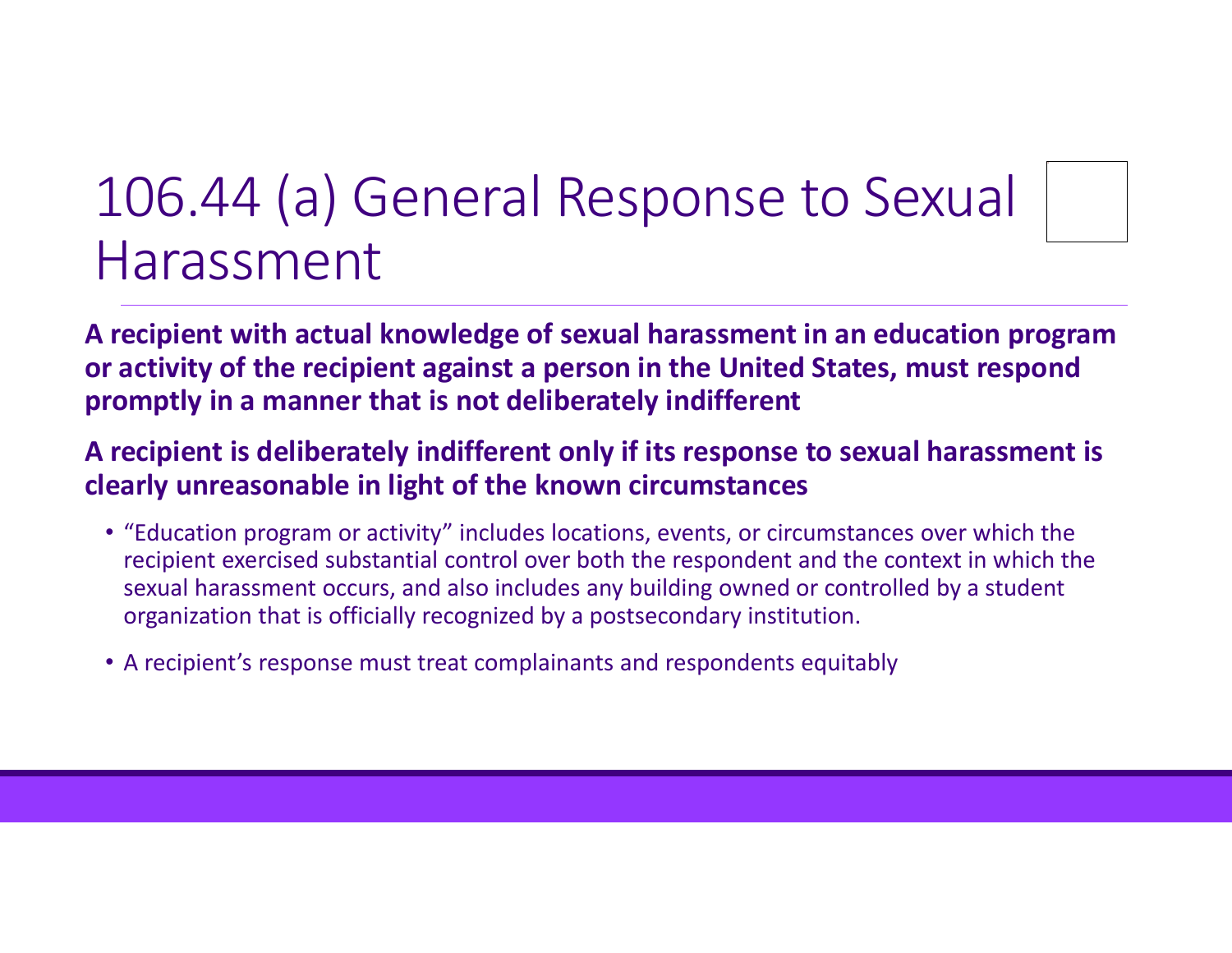# 106.44 (a) General Response to Sexual Harassment

**A recipient with actual knowledge of sexual harassment in an education program or activity of the recipient against a person in the United States, must respond promptly in a manner that is not deliberately indifferent**

**A recipient is deliberately indifferent only if its response to sexual harassment is clearly unreasonable in light of the known circumstances**

- "Education program or activity" includes locations, events, or circumstances over which the recipient exercised substantial control over both the respondent and the context in which the sexual harassment occurs, and also includes any building owned or controlled by a student organization that is officially recognized by a postsecondary institution.
- A recipient's response must treat complainants and respondents equitably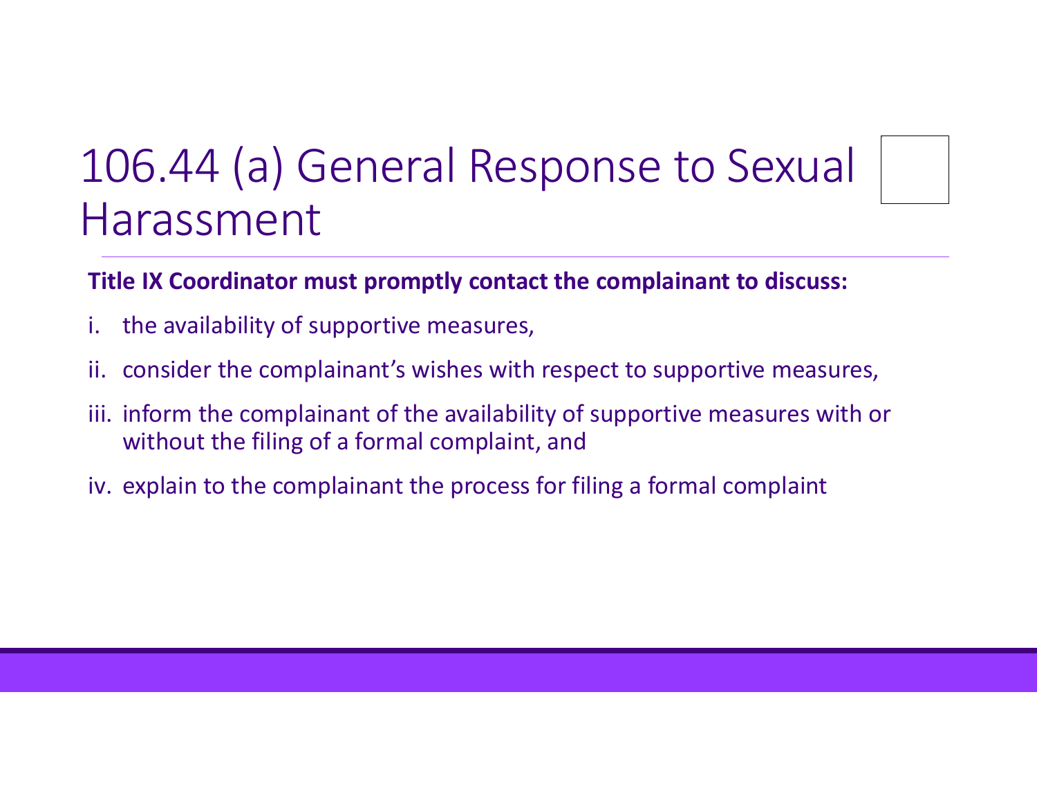# 106.44 (a) General Response to Sexual Harassment

**Title IX Coordinator must promptly contact the complainant to discuss:**

i. the availability of supportive measures,

ii. consider the complainant's wishes with respect to supportive measures,

iii. inform the complainant of the availability of supportive measures with or without the filing of a formal complaint, and

iv. explain to the complainant the process for filing a formal complaint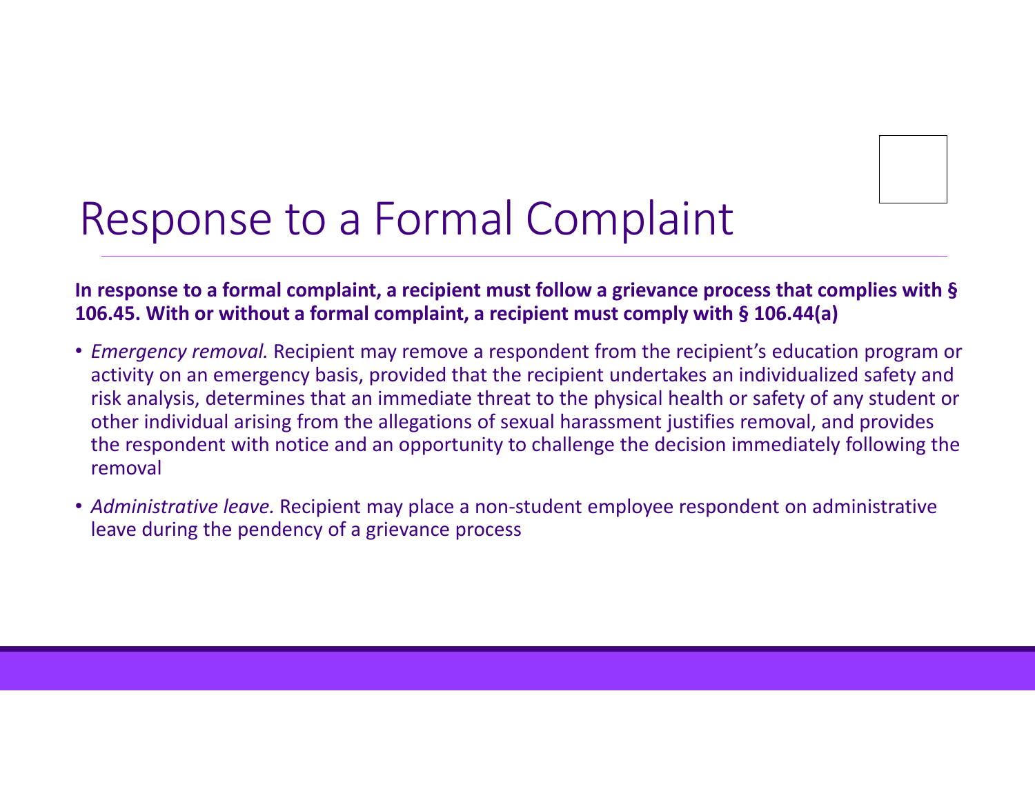# Response to a Formal Complaint

**In response to a formal complaint, a recipient must follow a grievance process that complies with § 106.45. With or without a formal complaint, a recipient must comply with § 106.44(a)**

- *Emergency removal.* Recipient may remove a respondent from the recipient's education program or activity on an emergency basis, provided that the recipient undertakes an individualized safety and risk analysis, determines that an immediate threat to the physical health or safety of any student or other individual arising from the allegations of sexual harassment justifies removal, and provides the respondent with notice and an opportunity to challenge the decision immediately following the removal
- *Administrative leave.* Recipient may place a non-student employee respondent on administrative leave during the pendency of a grievance process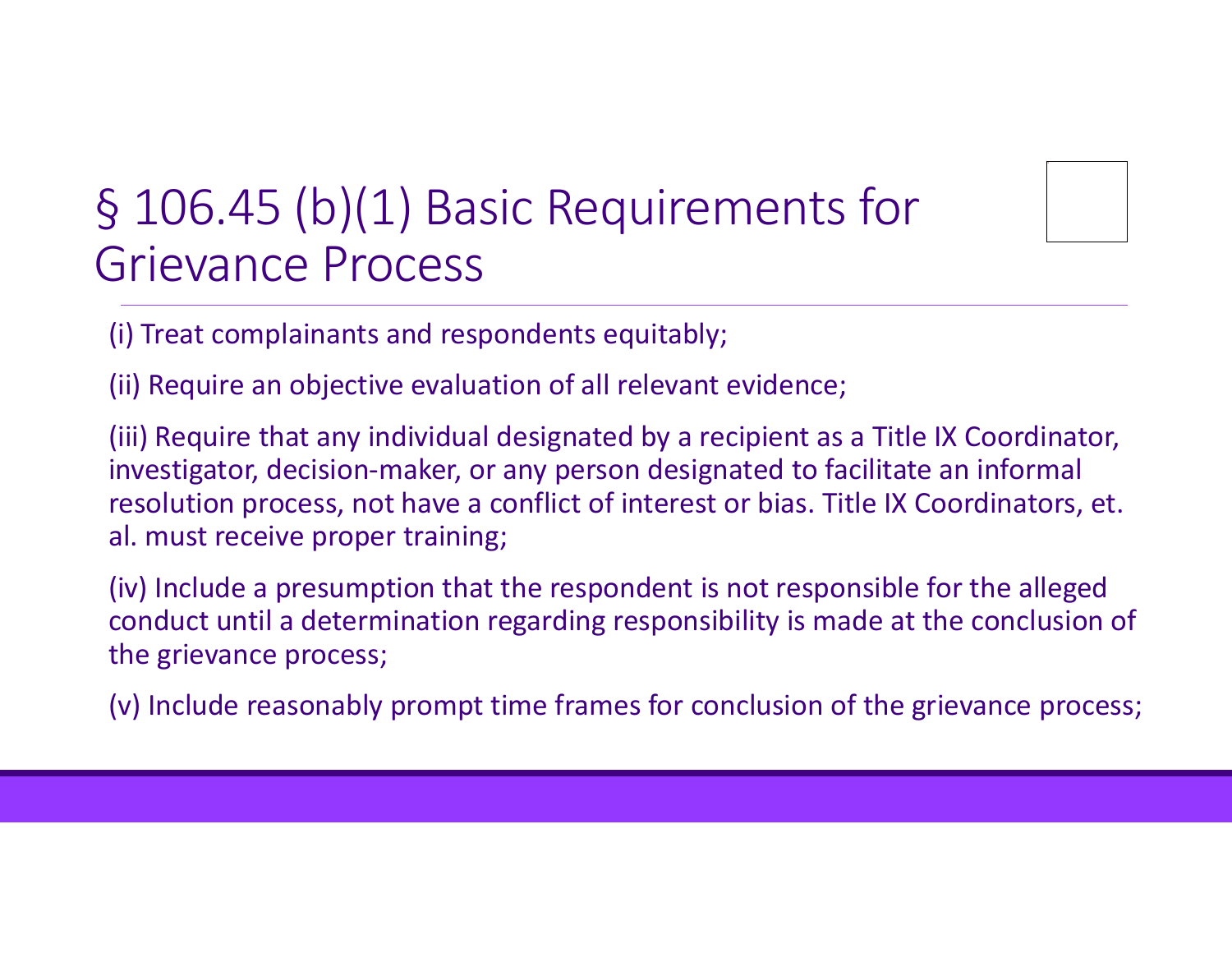# § 106.45 (b)(1) Basic Requirements for Grievance Process

(i) Treat complainants and respondents equitably;

(ii) Require an objective evaluation of all relevant evidence;

(iii) Require that any individual designated by a recipient as a Title IX Coordinator, investigator, decision-maker, or any person designated to facilitate an informal resolution process, not have a conflict of interest or bias. Title IX Coordinators, et. al. must receive proper training;

(iv) Include a presumption that the respondent is not responsible for the alleged conduct until a determination regarding responsibility is made at the conclusion of the grievance process;

(v) Include reasonably prompt time frames for conclusion of the grievance process;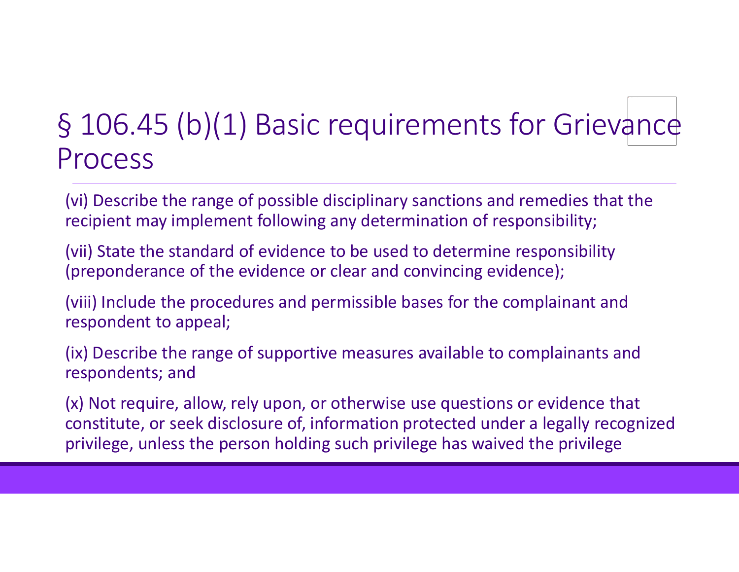# § 106.45 (b)(1) Basic requirements for Grievance Process

(vi) Describe the range of possible disciplinary sanctions and remedies that the recipient may implement following any determination of responsibility;

(vii) State the standard of evidence to be used to determine responsibility (preponderance of the evidence or clear and convincing evidence);

(viii) Include the procedures and permissible bases for the complainant and respondent to appeal;

(ix) Describe the range of supportive measures available to complainants and respondents; and

(x) Not require, allow, rely upon, or otherwise use questions or evidence that constitute, or seek disclosure of, information protected under a legally recognized privilege, unless the person holding such privilege has waived the privilege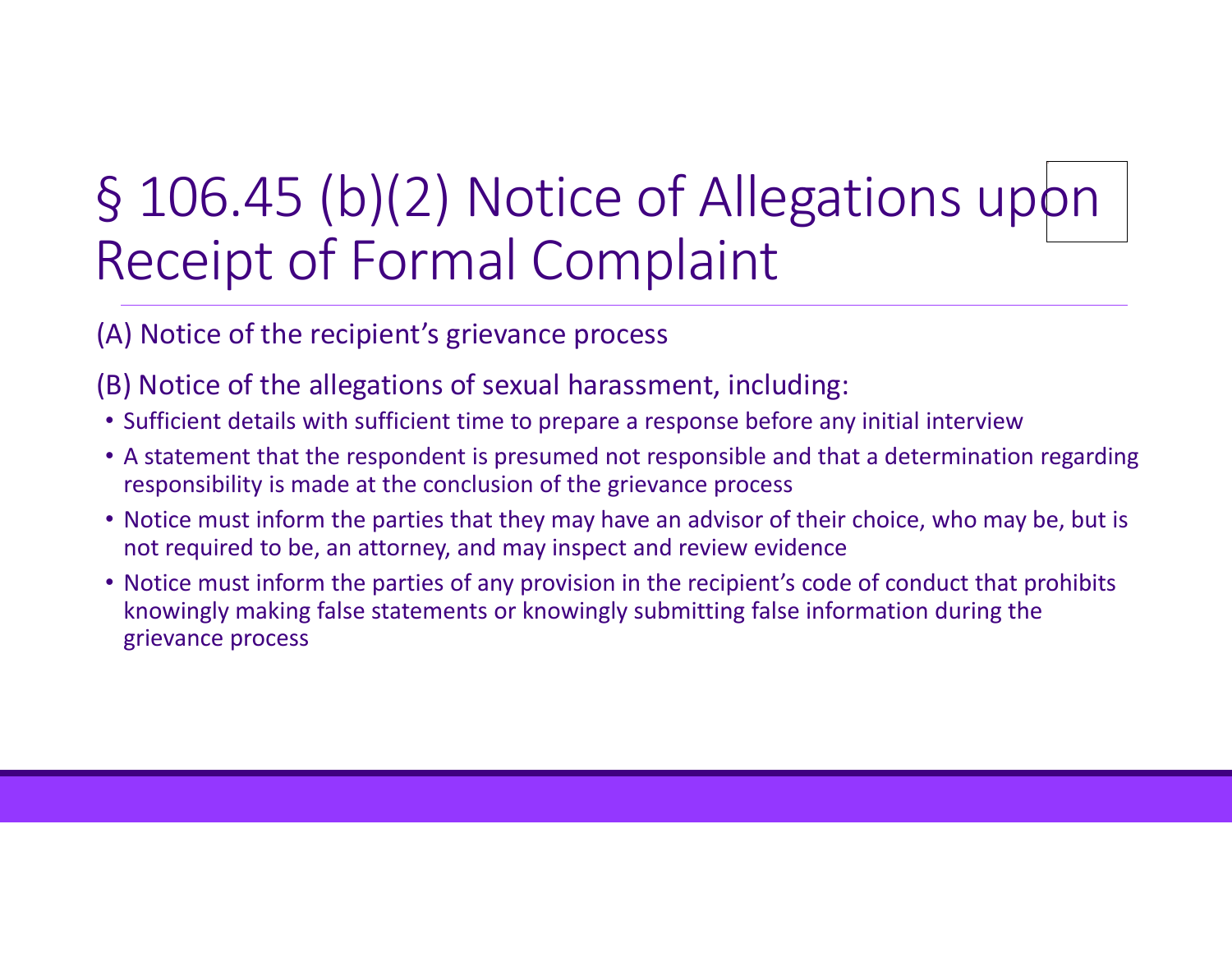# § 106.45 (b)(2) Notice of Allegations upon Receipt of Formal Complaint

(A) Notice of the recipient's grievance process

(B) Notice of the allegations of sexual harassment, including:

- Sufficient details with sufficient time to prepare a response before any initial interview
- A statement that the respondent is presumed not responsible and that a determination regarding responsibility is made at the conclusion of the grievance process
- Notice must inform the parties that they may have an advisor of their choice, who may be, but is not required to be, an attorney, and may inspect and review evidence
- Notice must inform the parties of any provision in the recipient's code of conduct that prohibits knowingly making false statements or knowingly submitting false information during the grievance process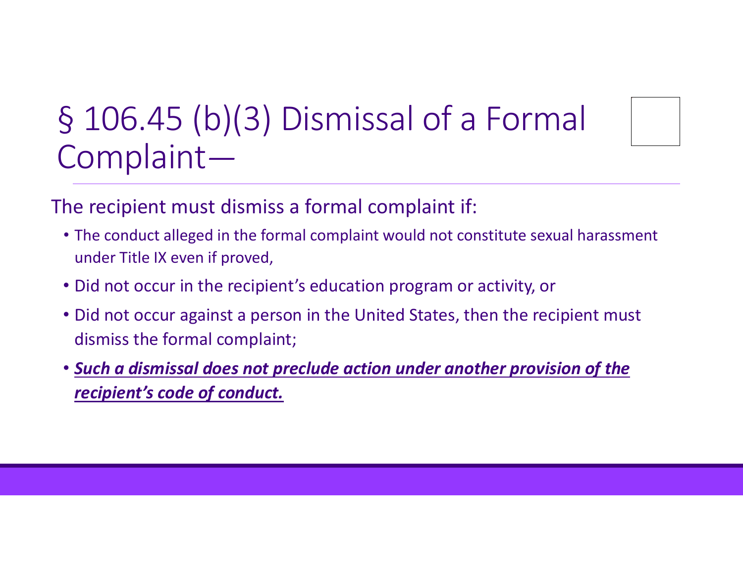# § 106.45 (b)(3) Dismissal of a Formal Complaint—

The recipient must dismiss a formal complaint if:

- The conduct alleged in the formal complaint would not constitute sexual harassment under Title IX even if proved,
- Did not occur in the recipient's education program or activity, or
- Did not occur against a person in the United States, then the recipient must dismiss the formal complaint;
- <u>***Such a dismissal does not preclude action under another provision of the recipient's code of conduct.***</u>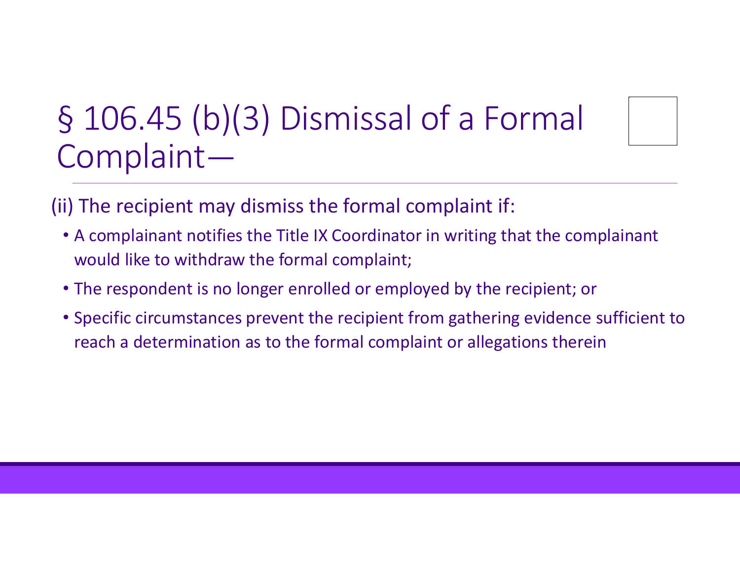# § 106.45 (b)(3) Dismissal of a Formal Complaint—

(ii) The recipient may dismiss the formal complaint if:

- A complainant notifies the Title IX Coordinator in writing that the complainant would like to withdraw the formal complaint;
- The respondent is no longer enrolled or employed by the recipient; or
- Specific circumstances prevent the recipient from gathering evidence sufficient to reach a determination as to the formal complaint or allegations therein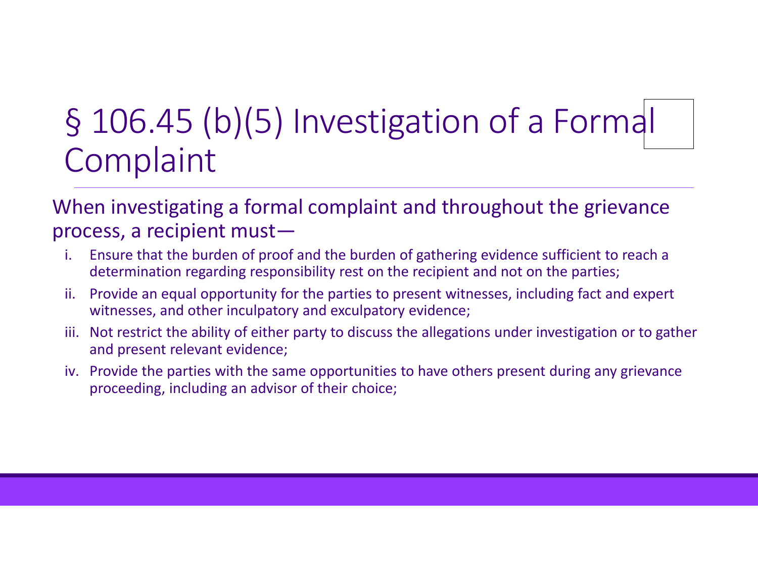# § 106.45 (b)(5) Investigation of a Formal Complaint

When investigating a formal complaint and throughout the grievance process, a recipient must—

i. Ensure that the burden of proof and the burden of gathering evidence sufficient to reach a determination regarding responsibility rest on the recipient and not on the parties;
ii. Provide an equal opportunity for the parties to present witnesses, including fact and expert witnesses, and other inculpatory and exculpatory evidence;
iii. Not restrict the ability of either party to discuss the allegations under investigation or to gather and present relevant evidence;
iv. Provide the parties with the same opportunities to have others present during any grievance proceeding, including an advisor of their choice;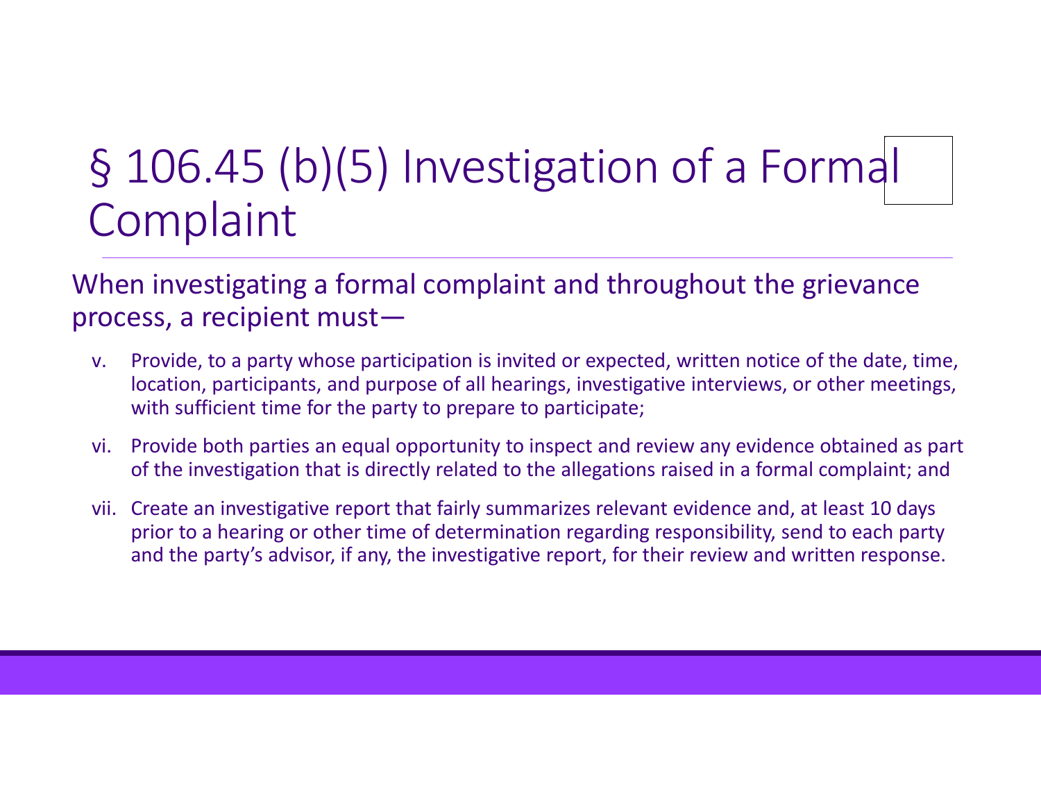# § 106.45 (b)(5) Investigation of a Formal Complaint

When investigating a formal complaint and throughout the grievance process, a recipient must—

v. Provide, to a party whose participation is invited or expected, written notice of the date, time, location, participants, and purpose of all hearings, investigative interviews, or other meetings, with sufficient time for the party to prepare to participate;

vi. Provide both parties an equal opportunity to inspect and review any evidence obtained as part of the investigation that is directly related to the allegations raised in a formal complaint; and

vii. Create an investigative report that fairly summarizes relevant evidence and, at least 10 days prior to a hearing or other time of determination regarding responsibility, send to each party and the party's advisor, if any, the investigative report, for their review and written response.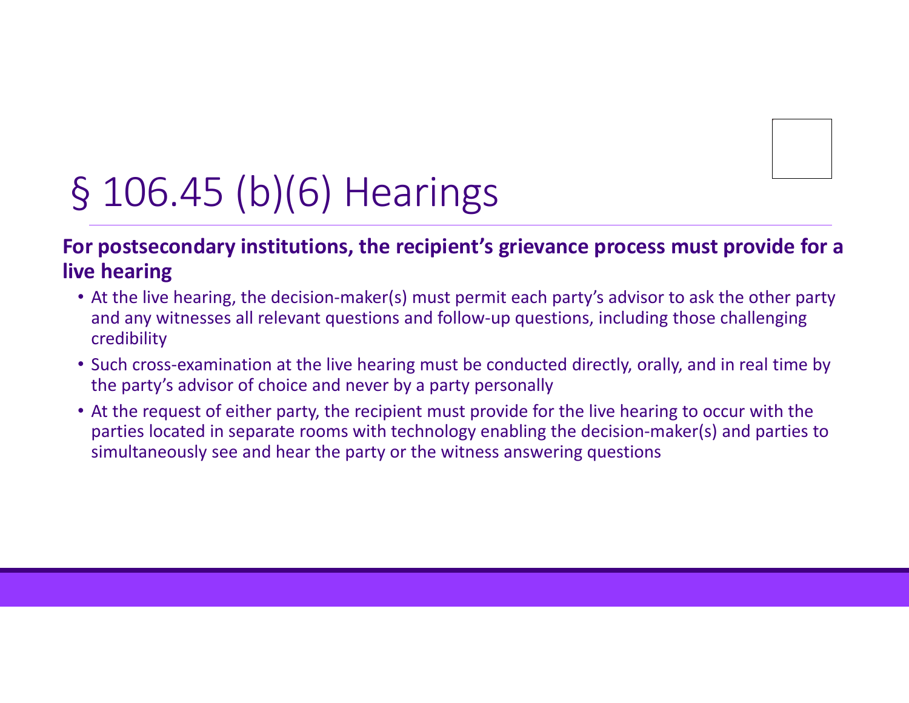# § 106.45 (b)(6) Hearings

**For postsecondary institutions, the recipient's grievance process must provide for a live hearing**

- At the live hearing, the decision-maker(s) must permit each party's advisor to ask the other party and any witnesses all relevant questions and follow-up questions, including those challenging credibility
- Such cross-examination at the live hearing must be conducted directly, orally, and in real time by the party's advisor of choice and never by a party personally
- At the request of either party, the recipient must provide for the live hearing to occur with the parties located in separate rooms with technology enabling the decision-maker(s) and parties to simultaneously see and hear the party or the witness answering questions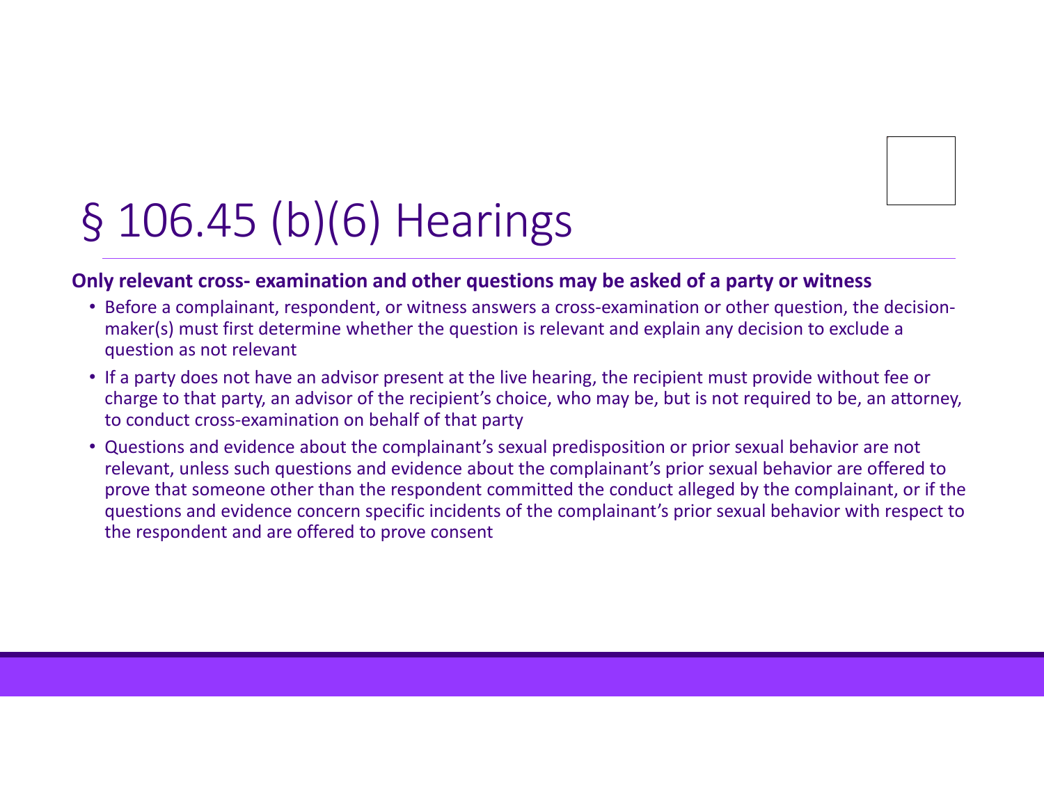# § 106.45 (b)(6) Hearings

**Only relevant cross- examination and other questions may be asked of a party or witness**

- Before a complainant, respondent, or witness answers a cross-examination or other question, the decision-maker(s) must first determine whether the question is relevant and explain any decision to exclude a question as not relevant
- If a party does not have an advisor present at the live hearing, the recipient must provide without fee or charge to that party, an advisor of the recipient's choice, who may be, but is not required to be, an attorney, to conduct cross-examination on behalf of that party
- Questions and evidence about the complainant's sexual predisposition or prior sexual behavior are not relevant, unless such questions and evidence about the complainant's prior sexual behavior are offered to prove that someone other than the respondent committed the conduct alleged by the complainant, or if the questions and evidence concern specific incidents of the complainant's prior sexual behavior with respect to the respondent and are offered to prove consent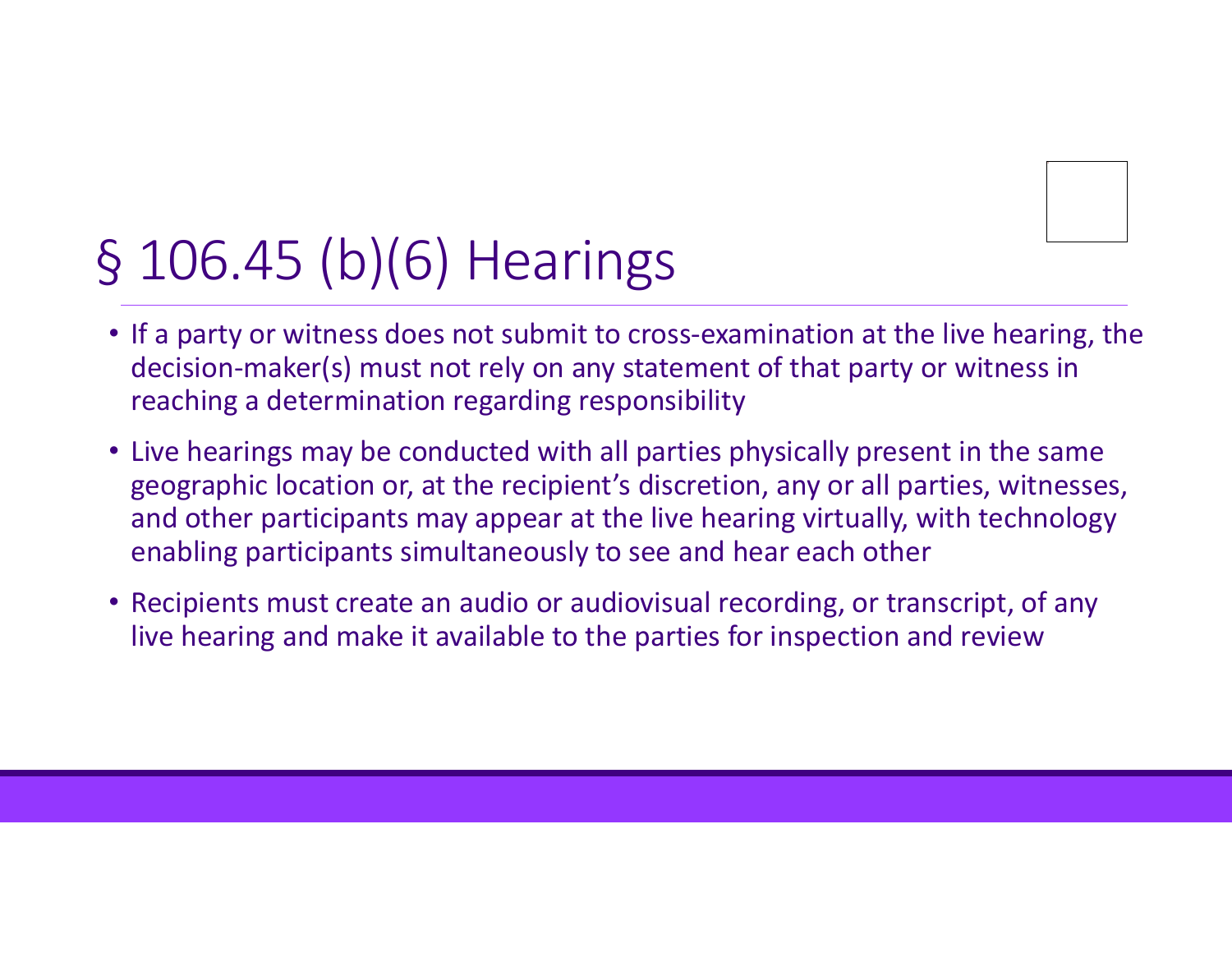# § 106.45 (b)(6) Hearings

- If a party or witness does not submit to cross-examination at the live hearing, the decision-maker(s) must not rely on any statement of that party or witness in reaching a determination regarding responsibility
- Live hearings may be conducted with all parties physically present in the same geographic location or, at the recipient's discretion, any or all parties, witnesses, and other participants may appear at the live hearing virtually, with technology enabling participants simultaneously to see and hear each other
- Recipients must create an audio or audiovisual recording, or transcript, of any live hearing and make it available to the parties for inspection and review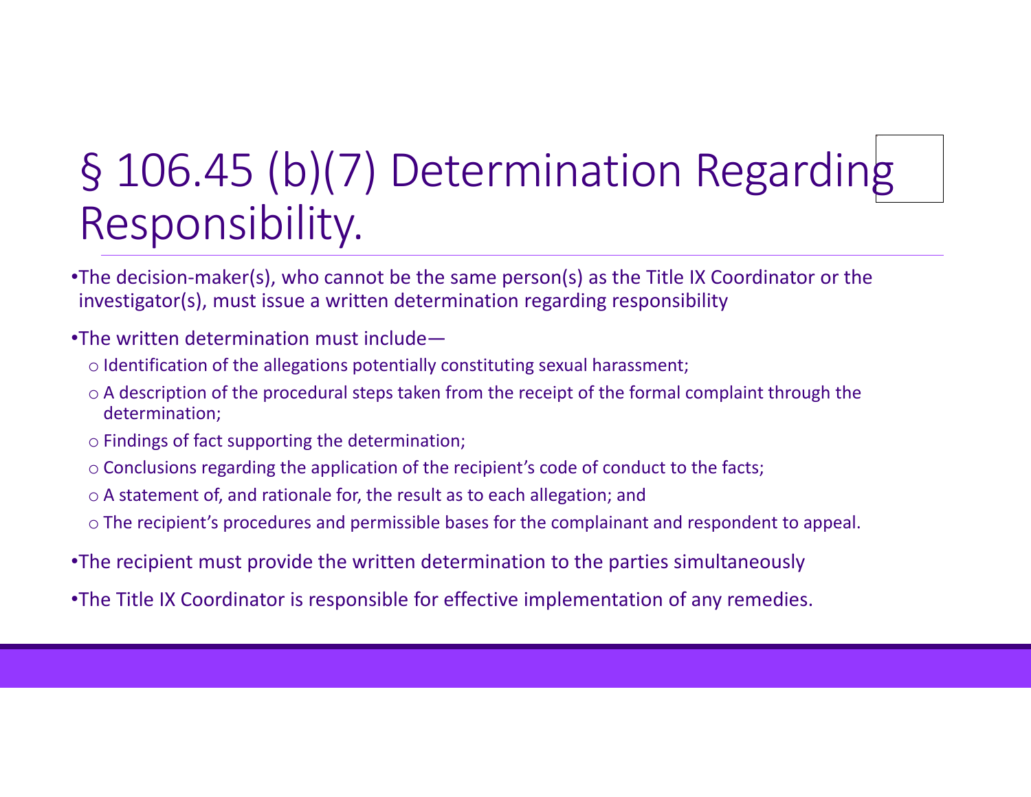# § 106.45 (b)(7) Determination Regarding Responsibility.

- The decision-maker(s), who cannot be the same person(s) as the Title IX Coordinator or the investigator(s), must issue a written determination regarding responsibility
- The written determination must include—
  - Identification of the allegations potentially constituting sexual harassment;
  - A description of the procedural steps taken from the receipt of the formal complaint through the determination;
  - Findings of fact supporting the determination;
  - Conclusions regarding the application of the recipient's code of conduct to the facts;
  - A statement of, and rationale for, the result as to each allegation; and
  - The recipient's procedures and permissible bases for the complainant and respondent to appeal.
- The recipient must provide the written determination to the parties simultaneously
- The Title IX Coordinator is responsible for effective implementation of any remedies.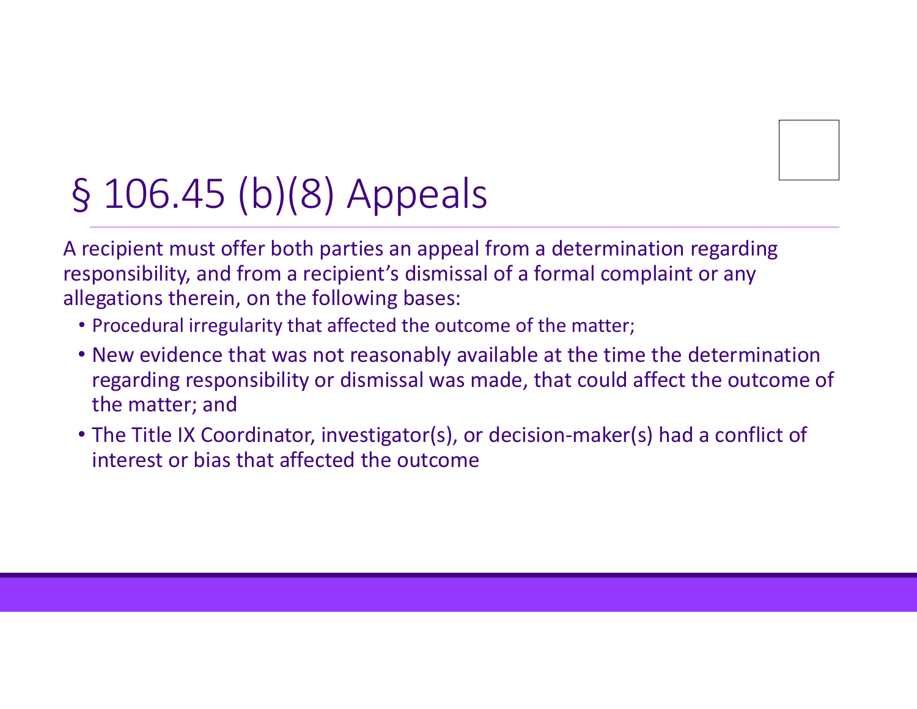# § 106.45 (b)(8) Appeals

A recipient must offer both parties an appeal from a determination regarding responsibility, and from a recipient's dismissal of a formal complaint or any allegations therein, on the following bases:

- Procedural irregularity that affected the outcome of the matter;
- New evidence that was not reasonably available at the time the determination regarding responsibility or dismissal was made, that could affect the outcome of the matter; and
- The Title IX Coordinator, investigator(s), or decision-maker(s) had a conflict of interest or bias that affected the outcome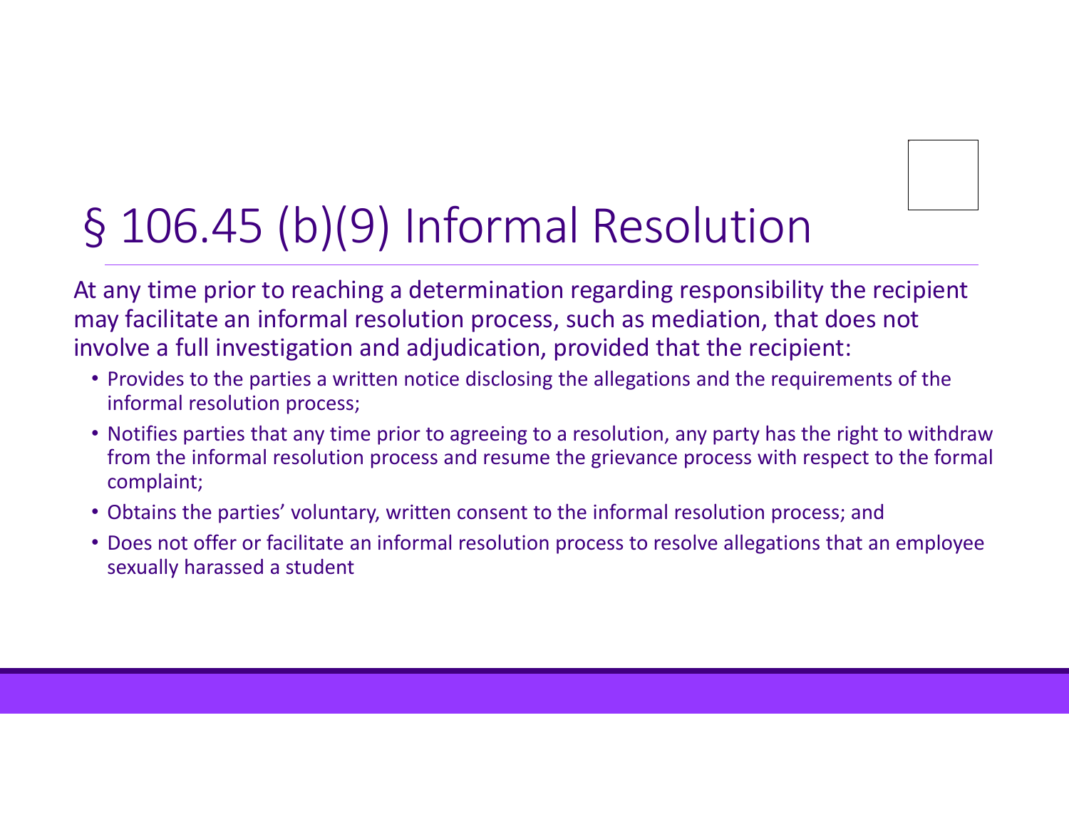# § 106.45 (b)(9) Informal Resolution

At any time prior to reaching a determination regarding responsibility the recipient may facilitate an informal resolution process, such as mediation, that does not involve a full investigation and adjudication, provided that the recipient:

- Provides to the parties a written notice disclosing the allegations and the requirements of the informal resolution process;
- Notifies parties that any time prior to agreeing to a resolution, any party has the right to withdraw from the informal resolution process and resume the grievance process with respect to the formal complaint;
- Obtains the parties' voluntary, written consent to the informal resolution process; and
- Does not offer or facilitate an informal resolution process to resolve allegations that an employee sexually harassed a student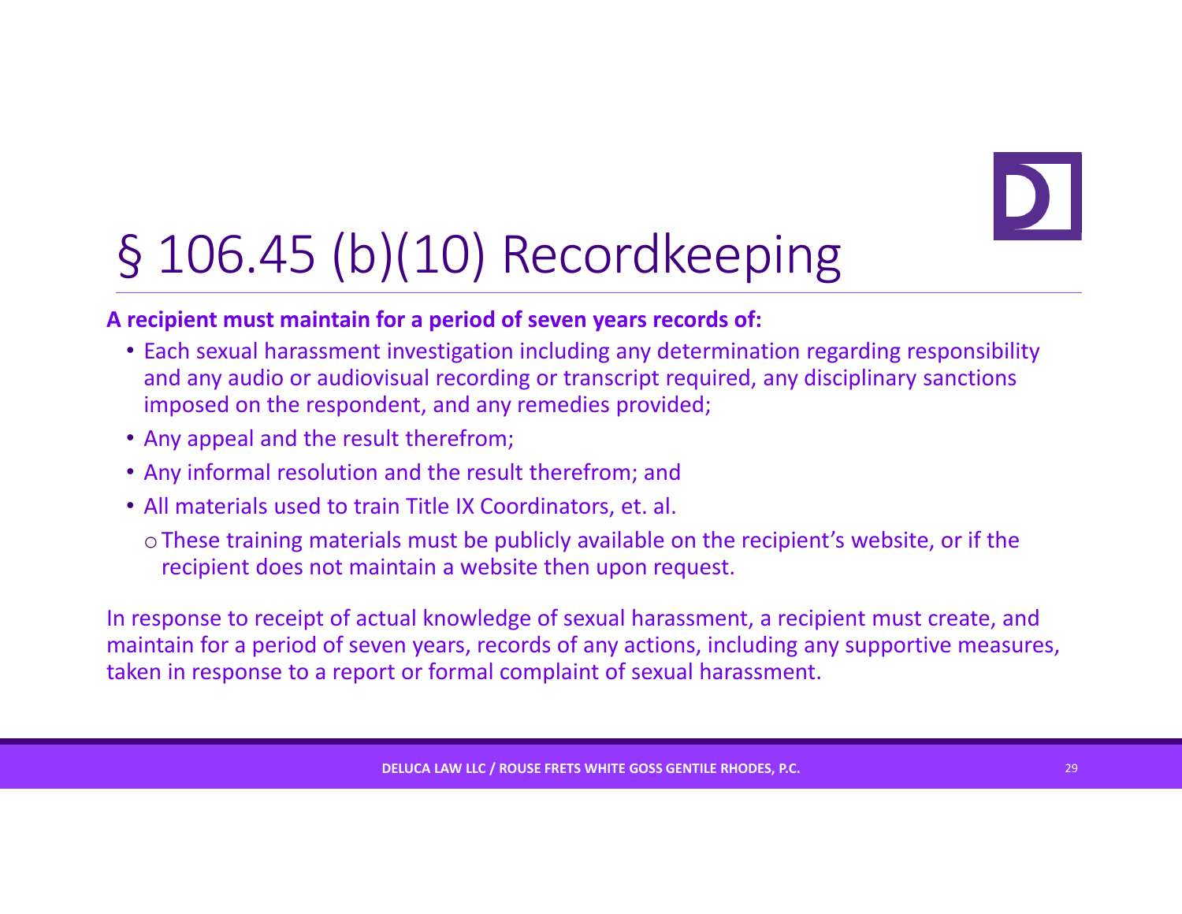# § 106.45 (b)(10) Recordkeeping

**A recipient must maintain for a period of seven years records of:**

- Each sexual harassment investigation including any determination regarding responsibility and any audio or audiovisual recording or transcript required, any disciplinary sanctions imposed on the respondent, and any remedies provided;
- Any appeal and the result therefrom;
- Any informal resolution and the result therefrom; and
- All materials used to train Title IX Coordinators, et. al.
  - These training materials must be publicly available on the recipient's website, or if the recipient does not maintain a website then upon request.

In response to receipt of actual knowledge of sexual harassment, a recipient must create, and maintain for a period of seven years, records of any actions, including any supportive measures, taken in response to a report or formal complaint of sexual harassment.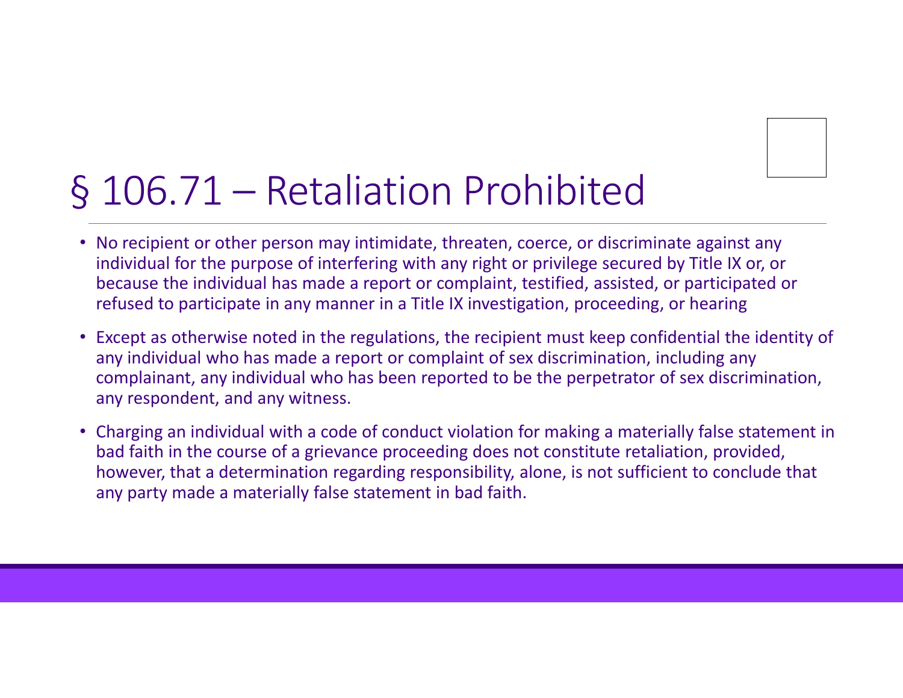# § 106.71 – Retaliation Prohibited

- No recipient or other person may intimidate, threaten, coerce, or discriminate against any individual for the purpose of interfering with any right or privilege secured by Title IX or, or because the individual has made a report or complaint, testified, assisted, or participated or refused to participate in any manner in a Title IX investigation, proceeding, or hearing
- Except as otherwise noted in the regulations, the recipient must keep confidential the identity of any individual who has made a report or complaint of sex discrimination, including any complainant, any individual who has been reported to be the perpetrator of sex discrimination, any respondent, and any witness.
- Charging an individual with a code of conduct violation for making a materially false statement in bad faith in the course of a grievance proceeding does not constitute retaliation, provided, however, that a determination regarding responsibility, alone, is not sufficient to conclude that any party made a materially false statement in bad faith.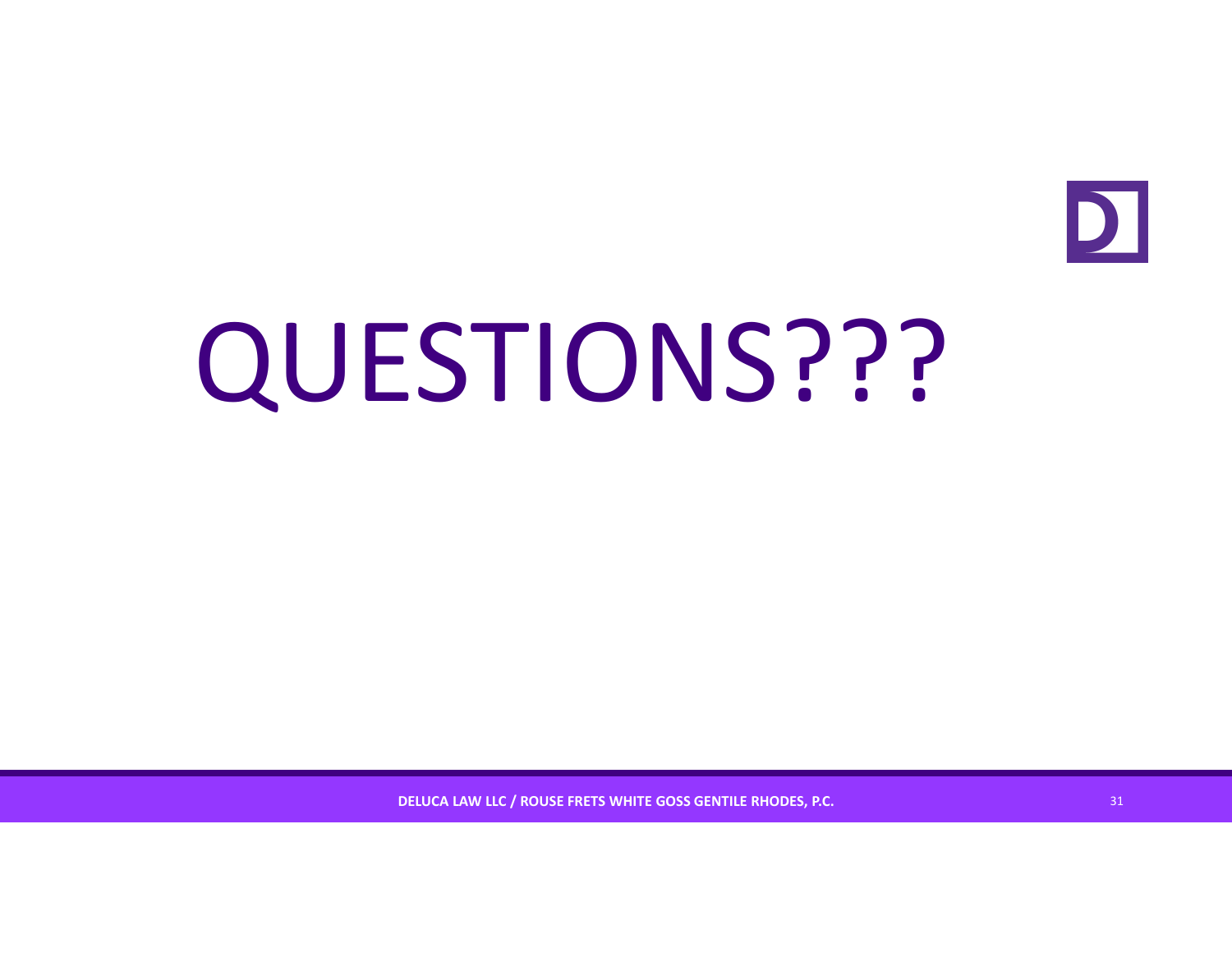# QUESTIONS???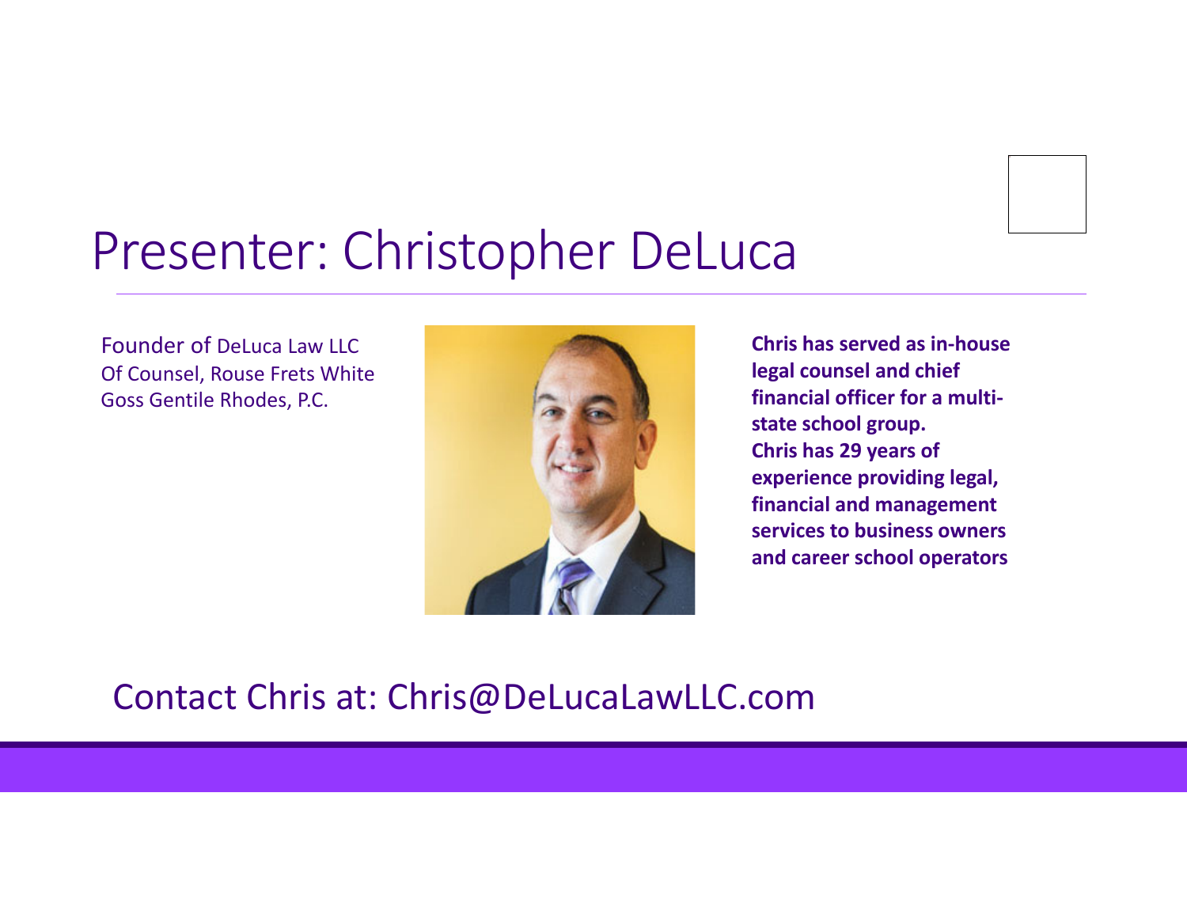# Presenter: Christopher DeLuca

Founder of DeLuca Law LLC
Of Counsel, Rouse Frets White Goss Gentile Rhodes, P.C.

**Chris has served as in-house legal counsel and chief financial officer for a multi-state school group.**
**Chris has 29 years of experience providing legal, financial and management services to business owners and career school operators**

Contact Chris at: Chris@DeLucaLawLLC.com